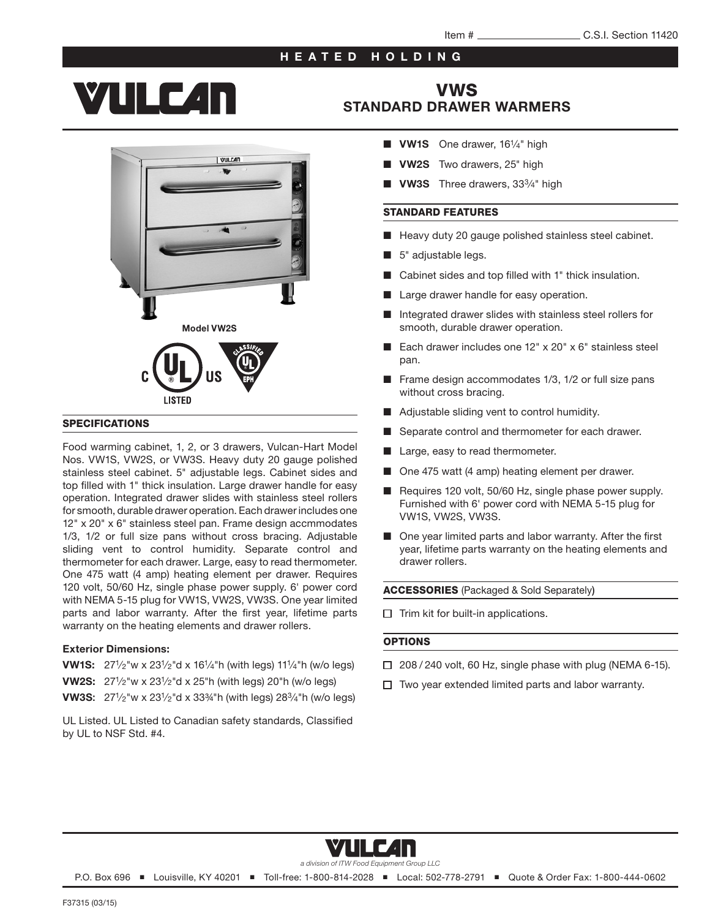Item # ________________ C.S.I. Section 11420

**HEATED HOLDING**

# VULCAN

## VWS STANDARD DRAWER WARMERS

- **VW1S** One drawer, 16¼" high
- **VW2S** Two drawers, 25" high
- **VW3S** Three drawers, 33¾" high

Model VW2S

C UL US LISTED

CLASSIFIED UL EPH

### SPECIFICATIONS

Food warming cabinet, 1, 2, or 3 drawers, Vulcan-Hart Model Nos. VW1S, VW2S, or VW3S. Heavy duty 20 gauge polished stainless steel cabinet. 5" adjustable legs. Cabinet sides and top filled with 1" thick insulation. Large drawer handle for easy operation. Integrated drawer slides with stainless steel rollers for smooth, durable drawer operation. Each drawer includes one 12" x 20" x 6" stainless steel pan. Frame design accmmodates 1/3, 1/2 or full size pans without cross bracing. Adjustable sliding vent to control humidity. Separate control and thermometer for each drawer. Large, easy to read thermometer. One 475 watt (4 amp) heating element per drawer. Requires 120 volt, 50/60 Hz, single phase power supply. 6' power cord with NEMA 5-15 plug for VW1S, VW2S, VW3S. One year limited parts and labor warranty. After the first year, lifetime parts warranty on the heating elements and drawer rollers.

**Exterior Dimensions:**

**VW1S:** 27½"w x 23½"d x 16¼"h (with legs) 11¼"h (w/o legs)

**VW2S:** 27½"w x 23½"d x 25"h (with legs) 20"h (w/o legs)

**VW3S:** 27½"w x 23½"d x 33¾"h (with legs) 28¾"h (w/o legs)

UL Listed. UL Listed to Canadian safety standards, Classified by UL to NSF Std. #4.

### STANDARD FEATURES

- Heavy duty 20 gauge polished stainless steel cabinet.
- 5" adjustable legs.
- Cabinet sides and top filled with 1" thick insulation.
- Large drawer handle for easy operation.
- Integrated drawer slides with stainless steel rollers for smooth, durable drawer operation.
- Each drawer includes one 12" x 20" x 6" stainless steel pan.
- Frame design accommodates 1/3, 1/2 or full size pans without cross bracing.
- Adjustable sliding vent to control humidity.
- Separate control and thermometer for each drawer.
- Large, easy to read thermometer.
- One 475 watt (4 amp) heating element per drawer.
- Requires 120 volt, 50/60 Hz, single phase power supply. Furnished with 6' power cord with NEMA 5-15 plug for VW1S, VW2S, VW3S.
- One year limited parts and labor warranty. After the first year, lifetime parts warranty on the heating elements and drawer rollers.

### ACCESSORIES (Packaged & Sold Separately)

- ☐ Trim kit for built-in applications.

### OPTIONS

- ☐ 208 / 240 volt, 60 Hz, single phase with plug (NEMA 6-15).
- ☐ Two year extended limited parts and labor warranty.

VULCAN

*a division of ITW Food Equipment Group LLC*

P.O. Box 696 ■ Louisville, KY 40201 ■ Toll-free: 1-800-814-2028 ■ Local: 502-778-2791 ■ Quote & Order Fax: 1-800-444-0602

F37315 (03/15)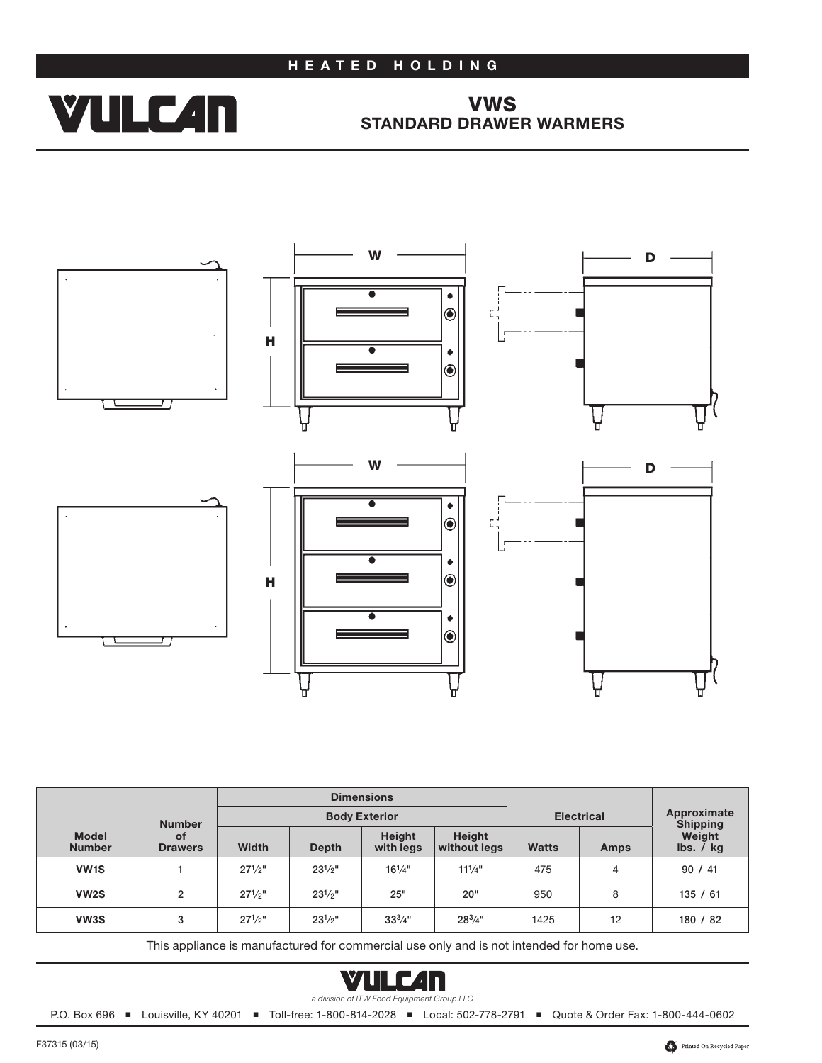# HEATED HOLDING

# VULCAN

## VWS
## STANDARD DRAWER WARMERS

W

D

H

W

D

H

| Model Number | Number of Drawers | Dimensions | | | | Electrical | | Approximate Shipping Weight |
|---|---|---|---|---|---|---|---|---|
| | | Body Exterior | | | | | | |
| | | Width | Depth | Height with legs | Height without legs | Watts | Amps | lbs. / kg |
| **VW1S** | 1 | 27½" | 23½" | 16¼" | 11¼" | 475 | 4 | **90 / 41** |
| **VW2S** | 2 | 27½" | 23½" | 25" | 20" | 950 | 8 | **135 / 61** |
| **VW3S** | 3 | 27½" | 23½" | 33¾" | 28¾" | 1425 | 12 | **180 / 82** |

This appliance is manufactured for commercial use only and is not intended for home use.

**VULCAN**

*a division of ITW Food Equipment Group LLC*

P.O. Box 696 ■ Louisville, KY 40201 ■ Toll-free: 1-800-814-2028 ■ Local: 502-778-2791 ■ Quote & Order Fax: 1-800-444-0602

F37315 (03/15)

Printed On Recycled Paper